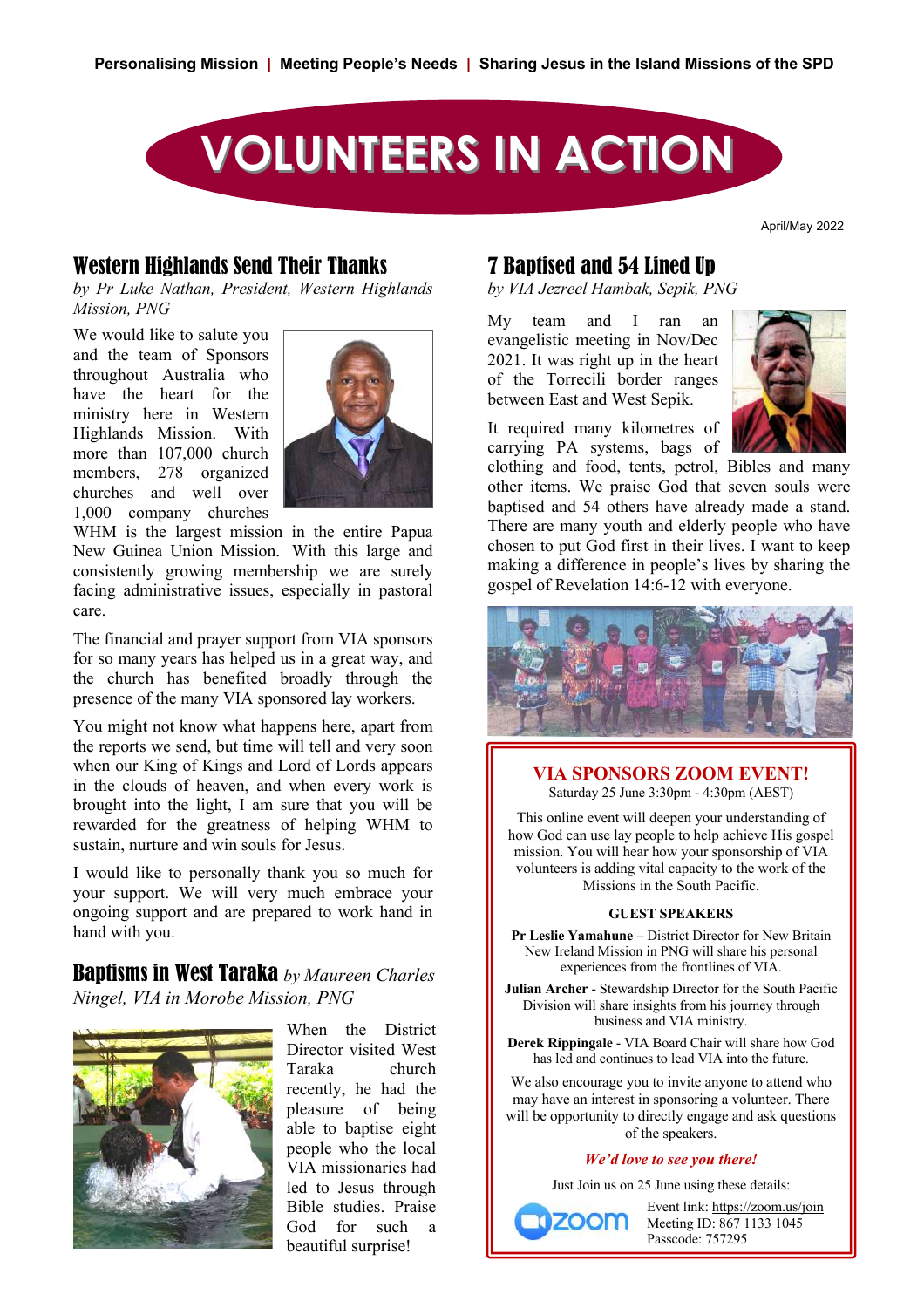Personalising Mission | Meeting People's Needs | Sharing Jesus in the Island Missions of the SPD

# VOLUNTEERS IN ACTION

April/May 2022

## Western Highlands Send Their Thanks

*by Pr Luke Nathan, President, Western Highlands Mission, PNG*

We would like to salute you and the team of Sponsors throughout Australia who have the heart for the ministry here in Western Highlands Mission. With more than 107,000 church members, 278 organized churches and well over 1,000 company churches WHM is the largest mission in the entire Papua New Guinea Union Mission. With this large and consistently growing membership we are surely facing administrative issues, especially in pastoral care.

The financial and prayer support from VIA sponsors for so many years has helped us in a great way, and the church has benefited broadly through the presence of the many VIA sponsored lay workers.

You might not know what happens here, apart from the reports we send, but time will tell and very soon when our King of Kings and Lord of Lords appears in the clouds of heaven, and when every work is brought into the light, I am sure that you will be rewarded for the greatness of helping WHM to sustain, nurture and win souls for Jesus.

I would like to personally thank you so much for your support. We will very much embrace your ongoing support and are prepared to work hand in hand with you.

## Baptisms in West Taraka

*by Maureen Charles Ningel, VIA in Morobe Mission, PNG*

When the District Director visited West Taraka church recently, he had the pleasure of being able to baptise eight people who the local VIA missionaries had led to Jesus through Bible studies. Praise God for such a beautiful surprise!

## 7 Baptised and 54 Lined Up

*by VIA Jezreel Hambak, Sepik, PNG*

My team and I ran an evangelistic meeting in Nov/Dec 2021. It was right up in the heart of the Torrecili border ranges between East and West Sepik.

It required many kilometres of carrying PA systems, bags of clothing and food, tents, petrol, Bibles and many other items. We praise God that seven souls were baptised and 54 others have already made a stand. There are many youth and elderly people who have chosen to put God first in their lives. I want to keep making a difference in people's lives by sharing the gospel of Revelation 14:6-12 with everyone.

### VIA SPONSORS ZOOM EVENT!

Saturday 25 June 3:30pm - 4:30pm (AEST)

This online event will deepen your understanding of how God can use lay people to help achieve His gospel mission. You will hear how your sponsorship of VIA volunteers is adding vital capacity to the work of the Missions in the South Pacific.

**GUEST SPEAKERS**

**Pr Leslie Yamahune** – District Director for New Britain New Ireland Mission in PNG will share his personal experiences from the frontlines of VIA.

**Julian Archer** - Stewardship Director for the South Pacific Division will share insights from his journey through business and VIA ministry.

**Derek Rippingale** - VIA Board Chair will share how God has led and continues to lead VIA into the future.

We also encourage you to invite anyone to attend who may have an interest in sponsoring a volunteer. There will be opportunity to directly engage and ask questions of the speakers.

*We'd love to see you there!*

Just Join us on 25 June using these details:

zoom

Event link: https://zoom.us/join
Meeting ID: 867 1133 1045
Passcode: 757295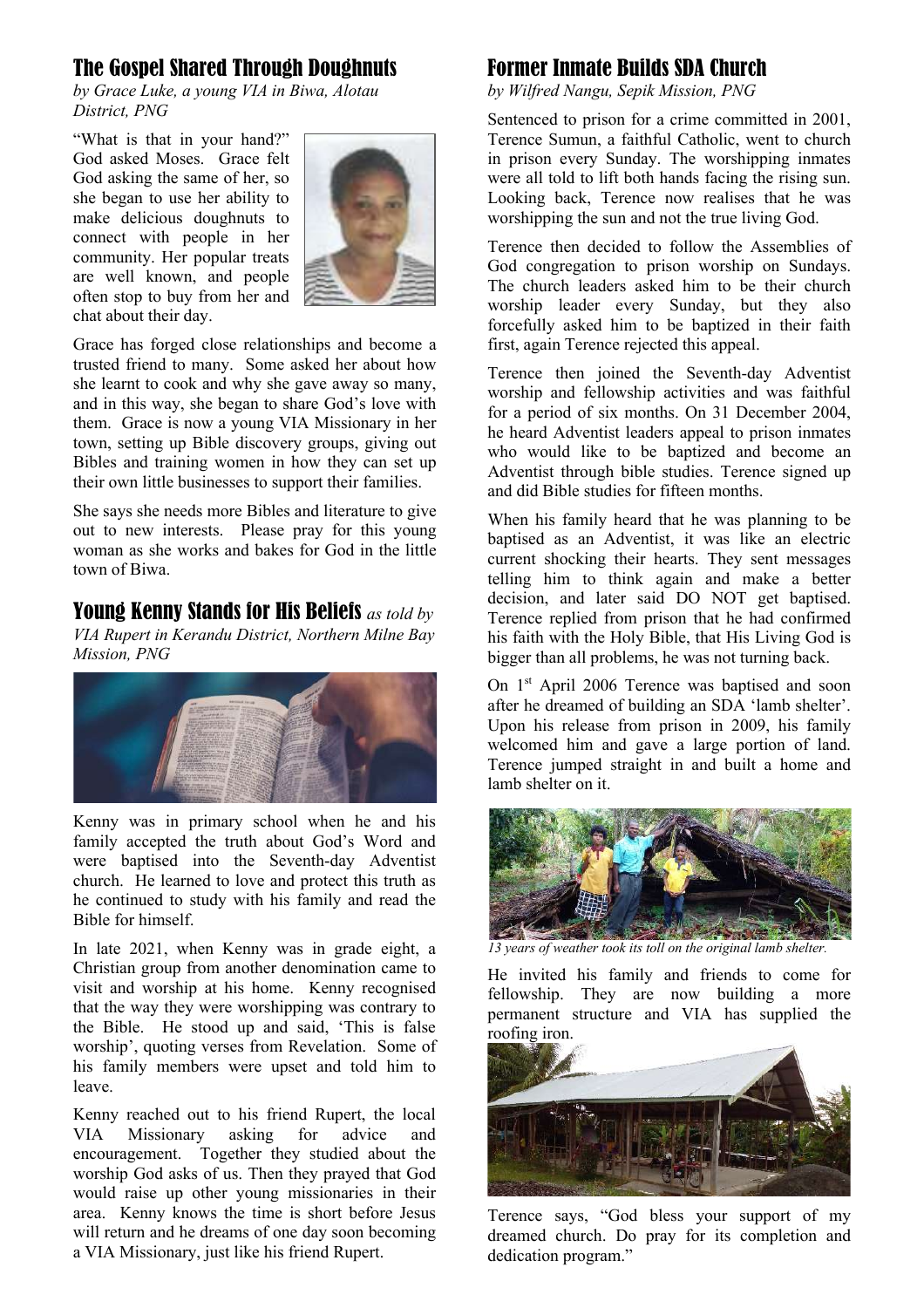## The Gospel Shared Through Doughnuts

*by Grace Luke, a young VIA in Biwa, Alotau District, PNG*

"What is that in your hand?" God asked Moses. Grace felt God asking the same of her, so she began to use her ability to make delicious doughnuts to connect with people in her community. Her popular treats are well known, and people often stop to buy from her and chat about their day.

Grace has forged close relationships and become a trusted friend to many. Some asked her about how she learnt to cook and why she gave away so many, and in this way, she began to share God's love with them. Grace is now a young VIA Missionary in her town, setting up Bible discovery groups, giving out Bibles and training women in how they can set up their own little businesses to support their families.

She says she needs more Bibles and literature to give out to new interests. Please pray for this young woman as she works and bakes for God in the little town of Biwa.

## Young Kenny Stands for His Beliefs *as told by VIA Rupert in Kerandu District, Northern Milne Bay Mission, PNG*

Kenny was in primary school when he and his family accepted the truth about God's Word and were baptised into the Seventh-day Adventist church. He learned to love and protect this truth as he continued to study with his family and read the Bible for himself.

In late 2021, when Kenny was in grade eight, a Christian group from another denomination came to visit and worship at his home. Kenny recognised that the way they were worshipping was contrary to the Bible. He stood up and said, 'This is false worship', quoting verses from Revelation. Some of his family members were upset and told him to leave.

Kenny reached out to his friend Rupert, the local VIA Missionary asking for advice and encouragement. Together they studied about the worship God asks of us. Then they prayed that God would raise up other young missionaries in their area. Kenny knows the time is short before Jesus will return and he dreams of one day soon becoming a VIA Missionary, just like his friend Rupert.

## Former Inmate Builds SDA Church

*by Wilfred Nangu, Sepik Mission, PNG*

Sentenced to prison for a crime committed in 2001, Terence Sumun, a faithful Catholic, went to church in prison every Sunday. The worshipping inmates were all told to lift both hands facing the rising sun. Looking back, Terence now realises that he was worshipping the sun and not the true living God.

Terence then decided to follow the Assemblies of God congregation to prison worship on Sundays. The church leaders asked him to be their church worship leader every Sunday, but they also forcefully asked him to be baptized in their faith first, again Terence rejected this appeal.

Terence then joined the Seventh-day Adventist worship and fellowship activities and was faithful for a period of six months. On 31 December 2004, he heard Adventist leaders appeal to prison inmates who would like to be baptized and become an Adventist through bible studies. Terence signed up and did Bible studies for fifteen months.

When his family heard that he was planning to be baptised as an Adventist, it was like an electric current shocking their hearts. They sent messages telling him to think again and make a better decision, and later said DO NOT get baptised. Terence replied from prison that he had confirmed his faith with the Holy Bible, that His Living God is bigger than all problems, he was not turning back.

On 1st April 2006 Terence was baptised and soon after he dreamed of building an SDA 'lamb shelter'. Upon his release from prison in 2009, his family welcomed him and gave a large portion of land. Terence jumped straight in and built a home and lamb shelter on it.

*13 years of weather took its toll on the original lamb shelter.*

He invited his family and friends to come for fellowship. They are now building a more permanent structure and VIA has supplied the roofing iron.

Terence says, "God bless your support of my dreamed church. Do pray for its completion and dedication program."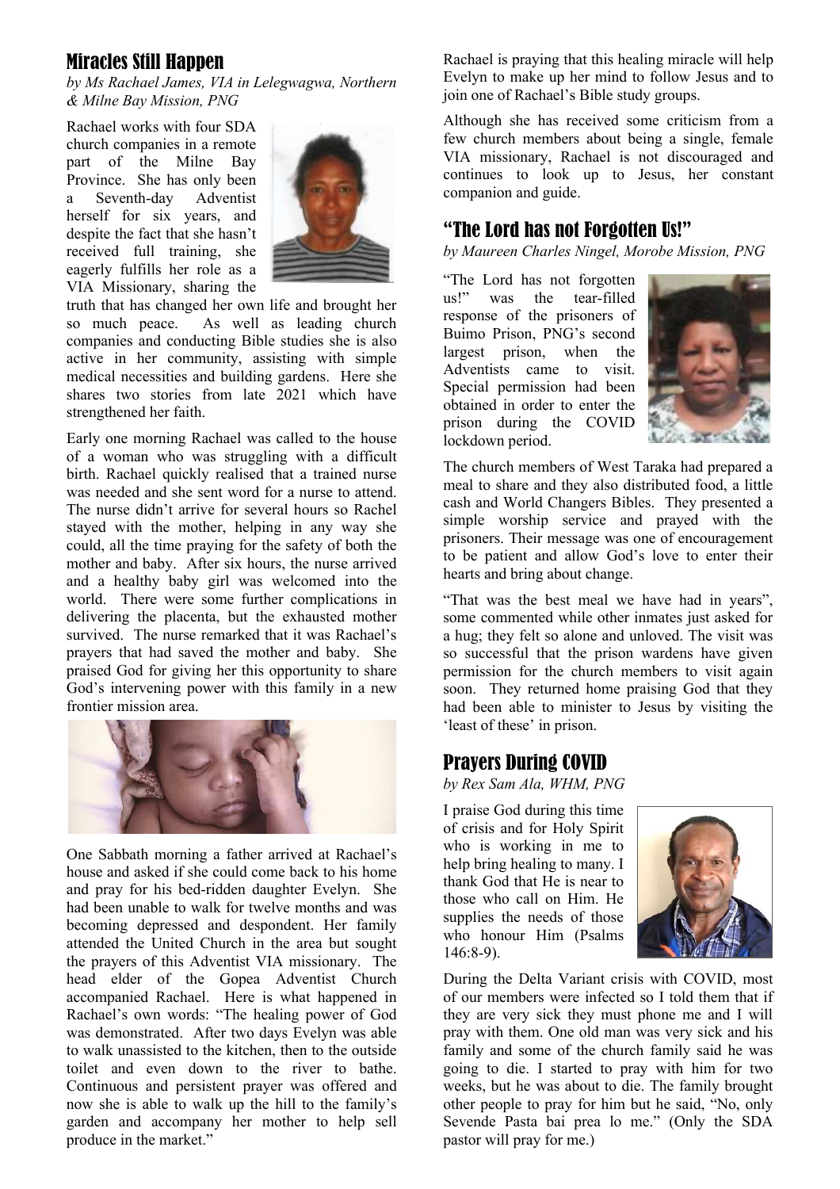## Miracles Still Happen

*by Ms Rachael James, VIA in Lelegwagwa, Northern & Milne Bay Mission, PNG*

Rachael works with four SDA church companies in a remote part of the Milne Bay Province. She has only been a Seventh-day Adventist herself for six years, and despite the fact that she hasn't received full training, she eagerly fulfills her role as a VIA Missionary, sharing the truth that has changed her own life and brought her so much peace. As well as leading church companies and conducting Bible studies she is also active in her community, assisting with simple medical necessities and building gardens. Here she shares two stories from late 2021 which have strengthened her faith.

Early one morning Rachael was called to the house of a woman who was struggling with a difficult birth. Rachael quickly realised that a trained nurse was needed and she sent word for a nurse to attend. The nurse didn't arrive for several hours so Rachel stayed with the mother, helping in any way she could, all the time praying for the safety of both the mother and baby. After six hours, the nurse arrived and a healthy baby girl was welcomed into the world. There were some further complications in delivering the placenta, but the exhausted mother survived. The nurse remarked that it was Rachael's prayers that had saved the mother and baby. She praised God for giving her this opportunity to share God's intervening power with this family in a new frontier mission area.

One Sabbath morning a father arrived at Rachael's house and asked if she could come back to his home and pray for his bed-ridden daughter Evelyn. She had been unable to walk for twelve months and was becoming depressed and despondent. Her family attended the United Church in the area but sought the prayers of this Adventist VIA missionary. The head elder of the Gopea Adventist Church accompanied Rachael. Here is what happened in Rachael's own words: "The healing power of God was demonstrated. After two days Evelyn was able to walk unassisted to the kitchen, then to the outside toilet and even down to the river to bathe. Continuous and persistent prayer was offered and now she is able to walk up the hill to the family's garden and accompany her mother to help sell produce in the market."

Rachael is praying that this healing miracle will help Evelyn to make up her mind to follow Jesus and to join one of Rachael's Bible study groups.

Although she has received some criticism from a few church members about being a single, female VIA missionary, Rachael is not discouraged and continues to look up to Jesus, her constant companion and guide.

## "The Lord has not Forgotten Us!"

*by Maureen Charles Ningel, Morobe Mission, PNG*

"The Lord has not forgotten us!" was the tear-filled response of the prisoners of Buimo Prison, PNG's second largest prison, when the Adventists came to visit. Special permission had been obtained in order to enter the prison during the COVID lockdown period.

The church members of West Taraka had prepared a meal to share and they also distributed food, a little cash and World Changers Bibles. They presented a simple worship service and prayed with the prisoners. Their message was one of encouragement to be patient and allow God's love to enter their hearts and bring about change.

"That was the best meal we have had in years", some commented while other inmates just asked for a hug; they felt so alone and unloved. The visit was so successful that the prison wardens have given permission for the church members to visit again soon. They returned home praising God that they had been able to minister to Jesus by visiting the 'least of these' in prison.

## Prayers During COVID

*by Rex Sam Ala, WHM, PNG*

I praise God during this time of crisis and for Holy Spirit who is working in me to help bring healing to many. I thank God that He is near to those who call on Him. He supplies the needs of those who honour Him (Psalms 146:8-9).

During the Delta Variant crisis with COVID, most of our members were infected so I told them that if they are very sick they must phone me and I will pray with them. One old man was very sick and his family and some of the church family said he was going to die. I started to pray with him for two weeks, but he was about to die. The family brought other people to pray for him but he said, "No, only Sevende Pasta bai prea lo me." (Only the SDA pastor will pray for me.)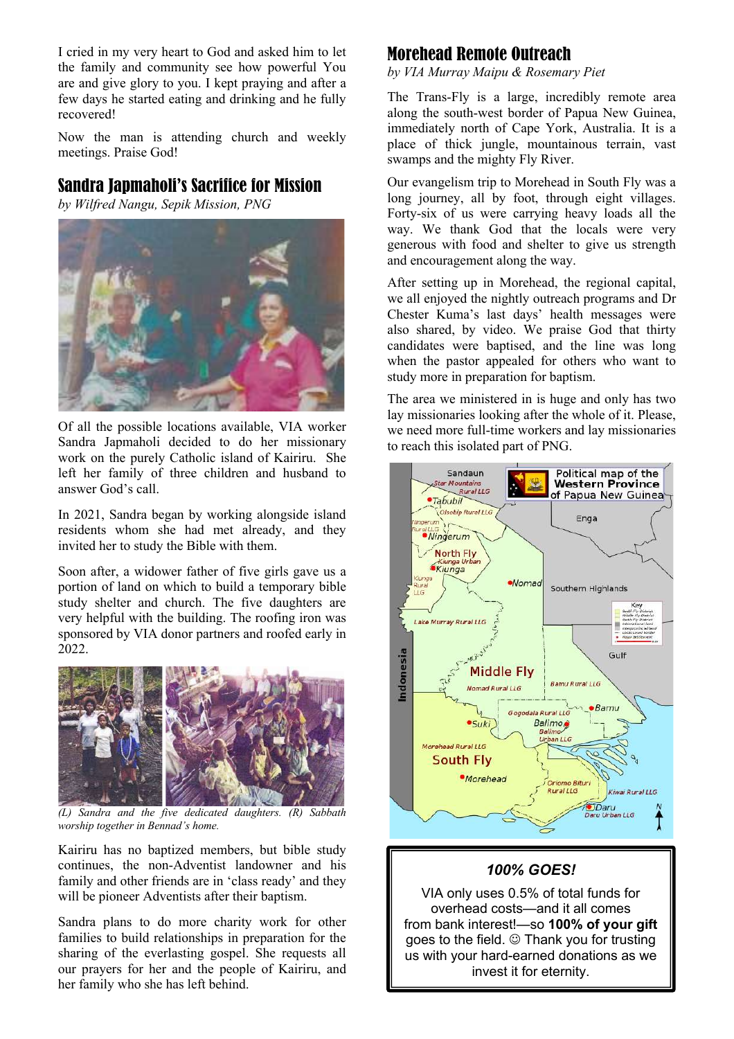I cried in my very heart to God and asked him to let the family and community see how powerful You are and give glory to you. I kept praying and after a few days he started eating and drinking and he fully recovered!

Now the man is attending church and weekly meetings. Praise God!

## Sandra Japmaholi's Sacrifice for Mission

*by Wilfred Nangu, Sepik Mission, PNG*

Of all the possible locations available, VIA worker Sandra Japmaholi decided to do her missionary work on the purely Catholic island of Kairiru. She left her family of three children and husband to answer God's call.

In 2021, Sandra began by working alongside island residents whom she had met already, and they invited her to study the Bible with them.

Soon after, a widower father of five girls gave us a portion of land on which to build a temporary bible study shelter and church. The five daughters are very helpful with the building. The roofing iron was sponsored by VIA donor partners and roofed early in 2022.

*(L) Sandra and the five dedicated daughters. (R) Sabbath worship together in Bennad's home.*

Kairiru has no baptized members, but bible study continues, the non-Adventist landowner and his family and other friends are in 'class ready' and they will be pioneer Adventists after their baptism.

Sandra plans to do more charity work for other families to build relationships in preparation for the sharing of the everlasting gospel. She requests all our prayers for her and the people of Kairiru, and her family who she has left behind.

## Morehead Remote Outreach

*by VIA Murray Maipu & Rosemary Piet*

The Trans-Fly is a large, incredibly remote area along the south-west border of Papua New Guinea, immediately north of Cape York, Australia. It is a place of thick jungle, mountainous terrain, vast swamps and the mighty Fly River.

Our evangelism trip to Morehead in South Fly was a long journey, all by foot, through eight villages. Forty-six of us were carrying heavy loads all the way. We thank God that the locals were very generous with food and shelter to give us strength and encouragement along the way.

After setting up in Morehead, the regional capital, we all enjoyed the nightly outreach programs and Dr Chester Kuma's last days' health messages were also shared, by video. We praise God that thirty candidates were baptised, and the line was long when the pastor appealed for others who want to study more in preparation for baptism.

The area we ministered in is huge and only has two lay missionaries looking after the whole of it. Please, we need more full-time workers and lay missionaries to reach this isolated part of PNG.

**100% GOES!**

VIA only uses 0.5% of total funds for overhead costs—and it all comes from bank interest!—so **100% of your gift** goes to the field. ☺ Thank you for trusting us with your hard-earned donations as we invest it for eternity.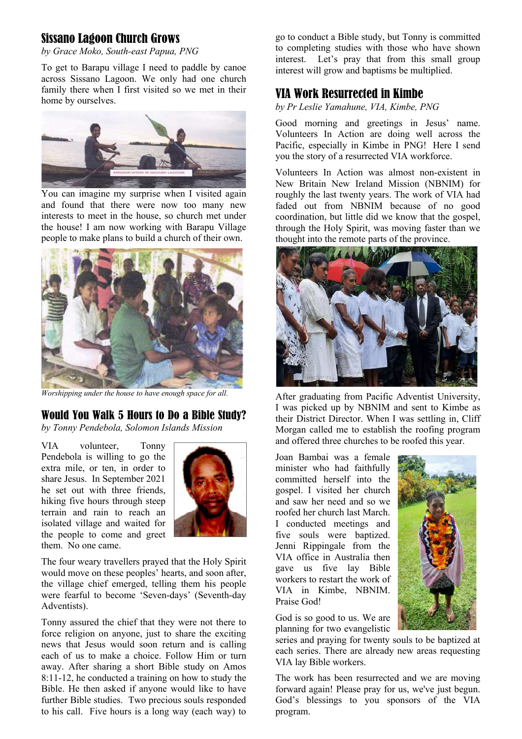## Sissano Lagoon Church Grows

*by Grace Moko, South-east Papua, PNG*

To get to Barapu village I need to paddle by canoe across Sissano Lagoon. We only had one church family there when I first visited so we met in their home by ourselves.

You can imagine my surprise when I visited again and found that there were now too many new interests to meet in the house, so church met under the house! I am now working with Barapu Village people to make plans to build a church of their own.

*Worshipping under the house to have enough space for all.*

## Would You Walk 5 Hours to Do a Bible Study?

*by Tonny Pendebola, Solomon Islands Mission*

VIA volunteer, Tonny Pendebola is willing to go the extra mile, or ten, in order to share Jesus. In September 2021 he set out with three friends, hiking five hours through steep terrain and rain to reach an isolated village and waited for the people to come and greet them. No one came.

The four weary travellers prayed that the Holy Spirit would move on these peoples' hearts, and soon after, the village chief emerged, telling them his people were fearful to become 'Seven-days' (Seventh-day Adventists).

Tonny assured the chief that they were not there to force religion on anyone, just to share the exciting news that Jesus would soon return and is calling each of us to make a choice. Follow Him or turn away. After sharing a short Bible study on Amos 8:11-12, he conducted a training on how to study the Bible. He then asked if anyone would like to have further Bible studies. Two precious souls responded to his call. Five hours is a long way (each way) to go to conduct a Bible study, but Tonny is committed to completing studies with those who have shown interest. Let's pray that from this small group interest will grow and baptisms be multiplied.

## VIA Work Resurrected in Kimbe

*by Pr Leslie Yamahune, VIA, Kimbe, PNG*

Good morning and greetings in Jesus' name. Volunteers In Action are doing well across the Pacific, especially in Kimbe in PNG! Here I send you the story of a resurrected VIA workforce.

Volunteers In Action was almost non-existent in New Britain New Ireland Mission (NBNIM) for roughly the last twenty years. The work of VIA had faded out from NBNIM because of no good coordination, but little did we know that the gospel, through the Holy Spirit, was moving faster than we thought into the remote parts of the province.

After graduating from Pacific Adventist University, I was picked up by NBNIM and sent to Kimbe as their District Director. When I was settling in, Cliff Morgan called me to establish the roofing program and offered three churches to be roofed this year.

Joan Bambai was a female minister who had faithfully committed herself into the gospel. I visited her church and saw her need and so we roofed her church last March. I conducted meetings and five souls were baptized. Jenni Rippingale from the VIA office in Australia then gave us five lay Bible workers to restart the work of VIA in Kimbe, NBNIM. Praise God!

God is so good to us. We are planning for two evangelistic series and praying for twenty souls to be baptized at each series. There are already new areas requesting VIA lay Bible workers.

The work has been resurrected and we are moving forward again! Please pray for us, we've just begun. God's blessings to you sponsors of the VIA program.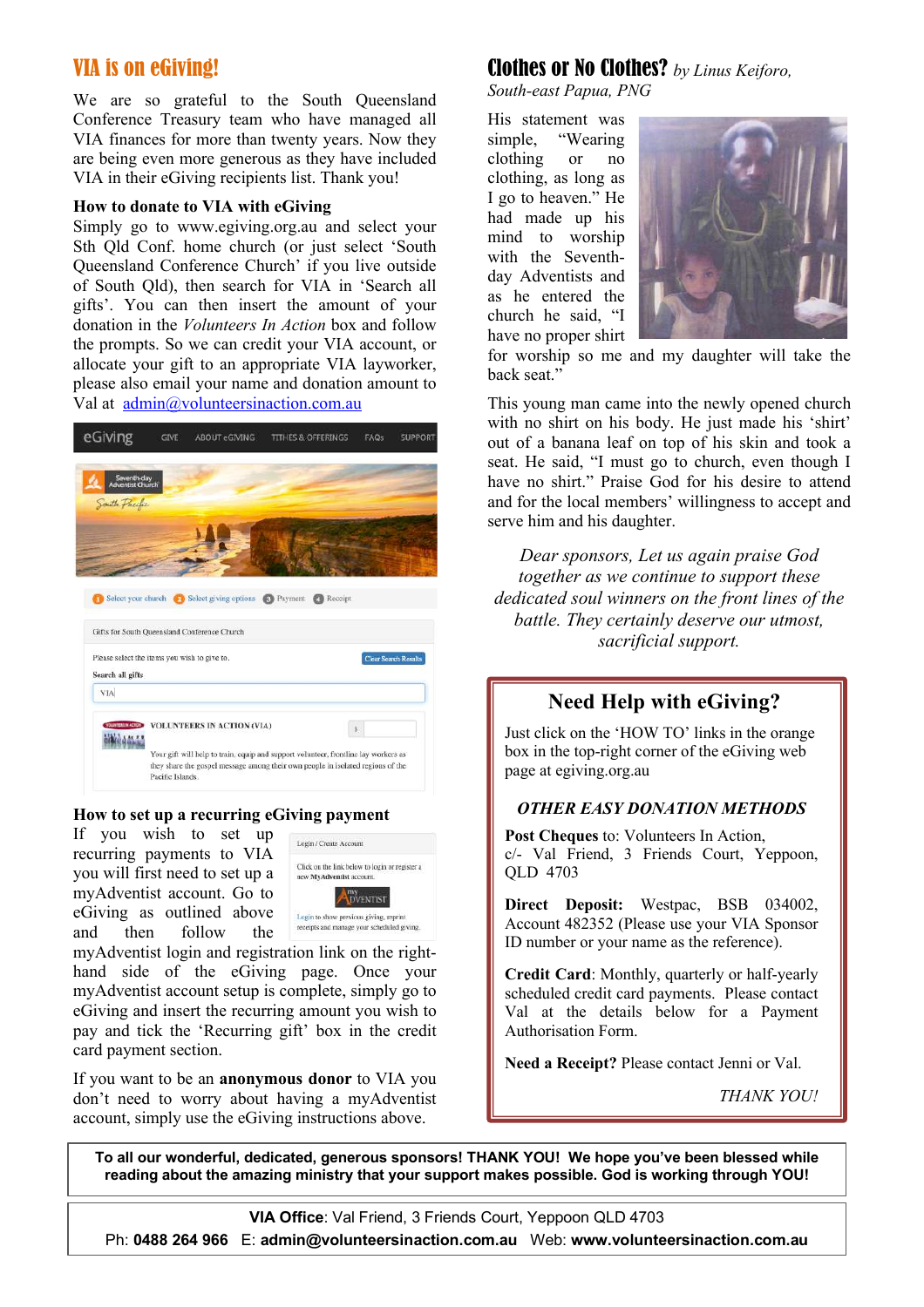## VIA is on eGiving!

We are so grateful to the South Queensland Conference Treasury team who have managed all VIA finances for more than twenty years. Now they are being even more generous as they have included VIA in their eGiving recipients list. Thank you!

**How to donate to VIA with eGiving**

Simply go to www.egiving.org.au and select your Sth Qld Conf. home church (or just select 'South Queensland Conference Church' if you live outside of South Qld), then search for VIA in 'Search all gifts'. You can then insert the amount of your donation in the *Volunteers In Action* box and follow the prompts. So we can credit your VIA account, or allocate your gift to an appropriate VIA layworker, please also email your name and donation amount to Val at admin@volunteersinaction.com.au

**How to set up a recurring eGiving payment**

If you wish to set up recurring payments to VIA you will first need to set up a myAdventist account. Go to eGiving as outlined above and then follow the myAdventist login and registration link on the right-hand side of the eGiving page. Once your myAdventist account setup is complete, simply go to eGiving and insert the recurring amount you wish to pay and tick the 'Recurring gift' box in the credit card payment section.

If you want to be an **anonymous donor** to VIA you don't need to worry about having a myAdventist account, simply use the eGiving instructions above.

## Clothes or No Clothes? *by Linus Keiforo, South-east Papua, PNG*

His statement was simple, "Wearing clothing or no clothing, as long as I go to heaven." He had made up his mind to worship with the Seventh-day Adventists and as he entered the church he said, "I have no proper shirt for worship so me and my daughter will take the back seat."

This young man came into the newly opened church with no shirt on his body. He just made his 'shirt' out of a banana leaf on top of his skin and took a seat. He said, "I must go to church, even though I have no shirt." Praise God for his desire to attend and for the local members' willingness to accept and serve him and his daughter.

*Dear sponsors, Let us again praise God together as we continue to support these dedicated soul winners on the front lines of the battle. They certainly deserve our utmost, sacrificial support.*

### Need Help with eGiving?

Just click on the 'HOW TO' links in the orange box in the top-right corner of the eGiving web page at egiving.org.au

***OTHER EASY DONATION METHODS***

**Post Cheques** to: Volunteers In Action, c/- Val Friend, 3 Friends Court, Yeppoon, QLD 4703

**Direct Deposit:** Westpac, BSB 034002, Account 482352 (Please use your VIA Sponsor ID number or your name as the reference).

**Credit Card**: Monthly, quarterly or half-yearly scheduled credit card payments. Please contact Val at the details below for a Payment Authorisation Form.

**Need a Receipt?** Please contact Jenni or Val.

*THANK YOU!*

**To all our wonderful, dedicated, generous sponsors! THANK YOU! We hope you've been blessed while reading about the amazing ministry that your support makes possible. God is working through YOU!**

**VIA Office**: Val Friend, 3 Friends Court, Yeppoon QLD 4703
Ph: **0488 264 966** E: **admin@volunteersinaction.com.au** Web: **www.volunteersinaction.com.au**